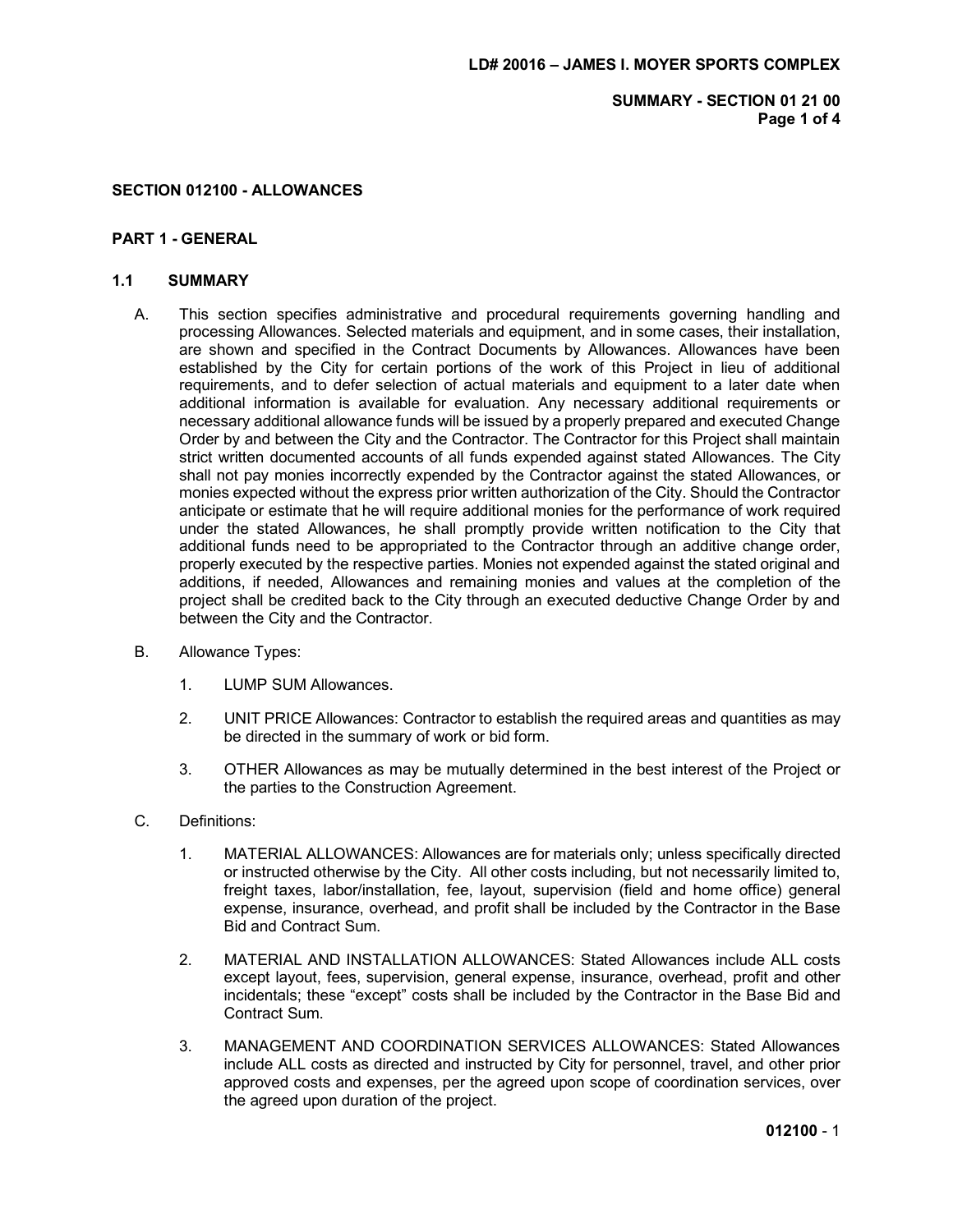## SECTION 012100 - ALLOWANCES

### PART 1 - GENERAL

#### 1.1 SUMMARY

A. This section specifies administrative and procedural requirements governing handling and processing Allowances. Selected materials and equipment, and in some cases, their installation, are shown and specified in the Contract Documents by Allowances. Allowances have been established by the City for certain portions of the work of this Project in lieu of additional requirements, and to defer selection of actual materials and equipment to a later date when additional information is available for evaluation. Any necessary additional requirements or necessary additional allowance funds will be issued by a properly prepared and executed Change Order by and between the City and the Contractor. The Contractor for this Project shall maintain strict written documented accounts of all funds expended against stated Allowances. The City shall not pay monies incorrectly expended by the Contractor against the stated Allowances, or monies expected without the express prior written authorization of the City. Should the Contractor anticipate or estimate that he will require additional monies for the performance of work required under the stated Allowances, he shall promptly provide written notification to the City that additional funds need to be appropriated to the Contractor through an additive change order, properly executed by the respective parties. Monies not expended against the stated original and additions, if needed, Allowances and remaining monies and values at the completion of the project shall be credited back to the City through an executed deductive Change Order by and between the City and the Contractor.

B. Allowance Types:

1. LUMP SUM Allowances.

2. UNIT PRICE Allowances: Contractor to establish the required areas and quantities as may be directed in the summary of work or bid form.

3. OTHER Allowances as may be mutually determined in the best interest of the Project or the parties to the Construction Agreement.

C. Definitions:

1. MATERIAL ALLOWANCES: Allowances are for materials only; unless specifically directed or instructed otherwise by the City. All other costs including, but not necessarily limited to, freight taxes, labor/installation, fee, layout, supervision (field and home office) general expense, insurance, overhead, and profit shall be included by the Contractor in the Base Bid and Contract Sum.

2. MATERIAL AND INSTALLATION ALLOWANCES: Stated Allowances include ALL costs except layout, fees, supervision, general expense, insurance, overhead, profit and other incidentals; these "except" costs shall be included by the Contractor in the Base Bid and Contract Sum.

3. MANAGEMENT AND COORDINATION SERVICES ALLOWANCES: Stated Allowances include ALL costs as directed and instructed by City for personnel, travel, and other prior approved costs and expenses, per the agreed upon scope of coordination services, over the agreed upon duration of the project.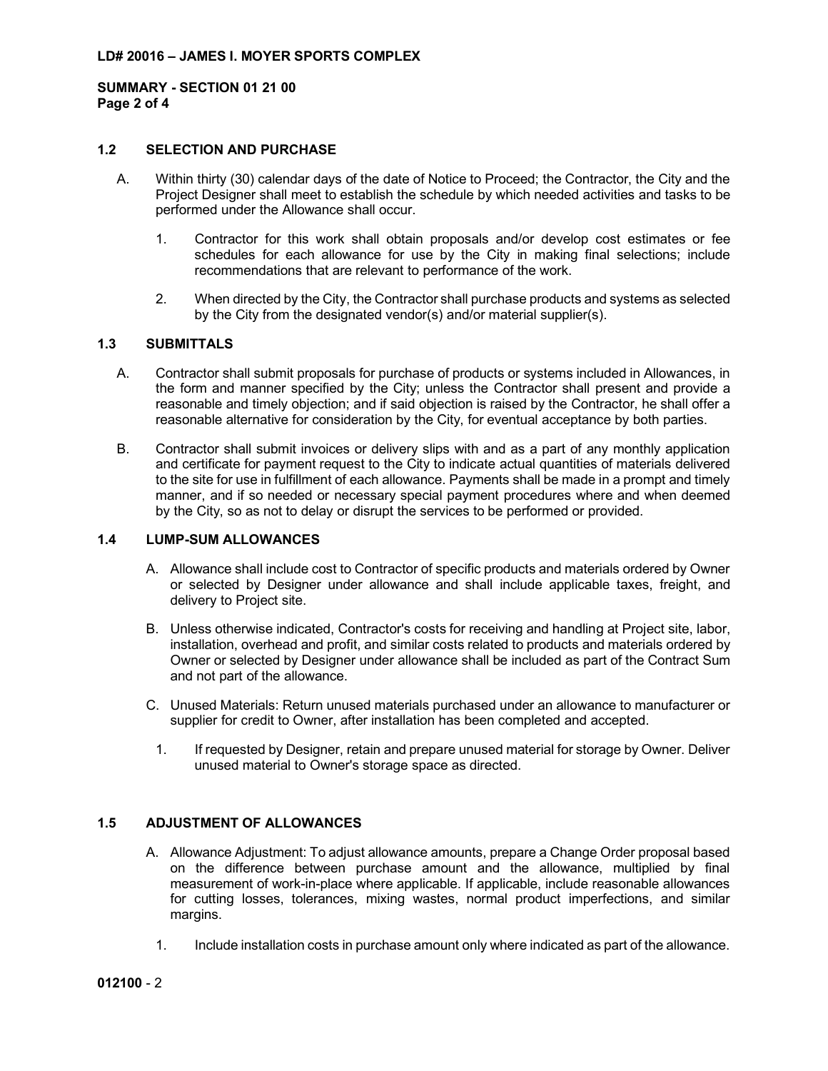## 1.2 SELECTION AND PURCHASE

A. Within thirty (30) calendar days of the date of Notice to Proceed; the Contractor, the City and the Project Designer shall meet to establish the schedule by which needed activities and tasks to be performed under the Allowance shall occur.

1. Contractor for this work shall obtain proposals and/or develop cost estimates or fee schedules for each allowance for use by the City in making final selections; include recommendations that are relevant to performance of the work.

2. When directed by the City, the Contractor shall purchase products and systems as selected by the City from the designated vendor(s) and/or material supplier(s).

## 1.3 SUBMITTALS

A. Contractor shall submit proposals for purchase of products or systems included in Allowances, in the form and manner specified by the City; unless the Contractor shall present and provide a reasonable and timely objection; and if said objection is raised by the Contractor, he shall offer a reasonable alternative for consideration by the City, for eventual acceptance by both parties.

B. Contractor shall submit invoices or delivery slips with and as a part of any monthly application and certificate for payment request to the City to indicate actual quantities of materials delivered to the site for use in fulfillment of each allowance. Payments shall be made in a prompt and timely manner, and if so needed or necessary special payment procedures where and when deemed by the City, so as not to delay or disrupt the services to be performed or provided.

## 1.4 LUMP-SUM ALLOWANCES

A. Allowance shall include cost to Contractor of specific products and materials ordered by Owner or selected by Designer under allowance and shall include applicable taxes, freight, and delivery to Project site.

B. Unless otherwise indicated, Contractor's costs for receiving and handling at Project site, labor, installation, overhead and profit, and similar costs related to products and materials ordered by Owner or selected by Designer under allowance shall be included as part of the Contract Sum and not part of the allowance.

C. Unused Materials: Return unused materials purchased under an allowance to manufacturer or supplier for credit to Owner, after installation has been completed and accepted.

1. If requested by Designer, retain and prepare unused material for storage by Owner. Deliver unused material to Owner's storage space as directed.

## 1.5 ADJUSTMENT OF ALLOWANCES

A. Allowance Adjustment: To adjust allowance amounts, prepare a Change Order proposal based on the difference between purchase amount and the allowance, multiplied by final measurement of work-in-place where applicable. If applicable, include reasonable allowances for cutting losses, tolerances, mixing wastes, normal product imperfections, and similar margins.

1. Include installation costs in purchase amount only where indicated as part of the allowance.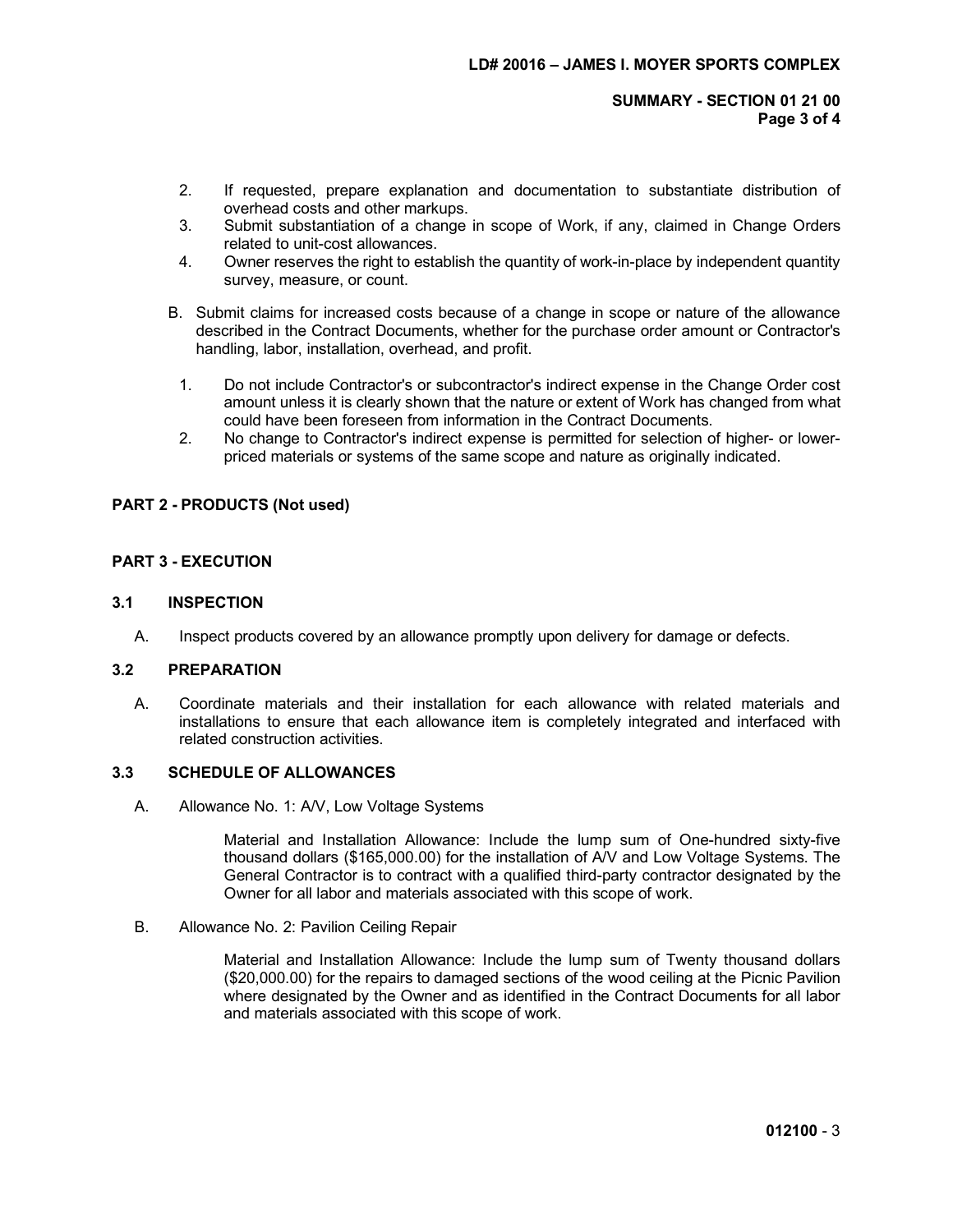2. If requested, prepare explanation and documentation to substantiate distribution of overhead costs and other markups.
3. Submit substantiation of a change in scope of Work, if any, claimed in Change Orders related to unit-cost allowances.
4. Owner reserves the right to establish the quantity of work-in-place by independent quantity survey, measure, or count.

B. Submit claims for increased costs because of a change in scope or nature of the allowance described in the Contract Documents, whether for the purchase order amount or Contractor's handling, labor, installation, overhead, and profit.

1. Do not include Contractor's or subcontractor's indirect expense in the Change Order cost amount unless it is clearly shown that the nature or extent of Work has changed from what could have been foreseen from information in the Contract Documents.
2. No change to Contractor's indirect expense is permitted for selection of higher- or lower-priced materials or systems of the same scope and nature as originally indicated.

## PART 2 - PRODUCTS (Not used)

## PART 3 - EXECUTION

### 3.1 INSPECTION

A. Inspect products covered by an allowance promptly upon delivery for damage or defects.

### 3.2 PREPARATION

A. Coordinate materials and their installation for each allowance with related materials and installations to ensure that each allowance item is completely integrated and interfaced with related construction activities.

### 3.3 SCHEDULE OF ALLOWANCES

A. Allowance No. 1: A/V, Low Voltage Systems

Material and Installation Allowance: Include the lump sum of One-hundred sixty-five thousand dollars ($165,000.00) for the installation of A/V and Low Voltage Systems. The General Contractor is to contract with a qualified third-party contractor designated by the Owner for all labor and materials associated with this scope of work.

B. Allowance No. 2: Pavilion Ceiling Repair

Material and Installation Allowance: Include the lump sum of Twenty thousand dollars ($20,000.00) for the repairs to damaged sections of the wood ceiling at the Picnic Pavilion where designated by the Owner and as identified in the Contract Documents for all labor and materials associated with this scope of work.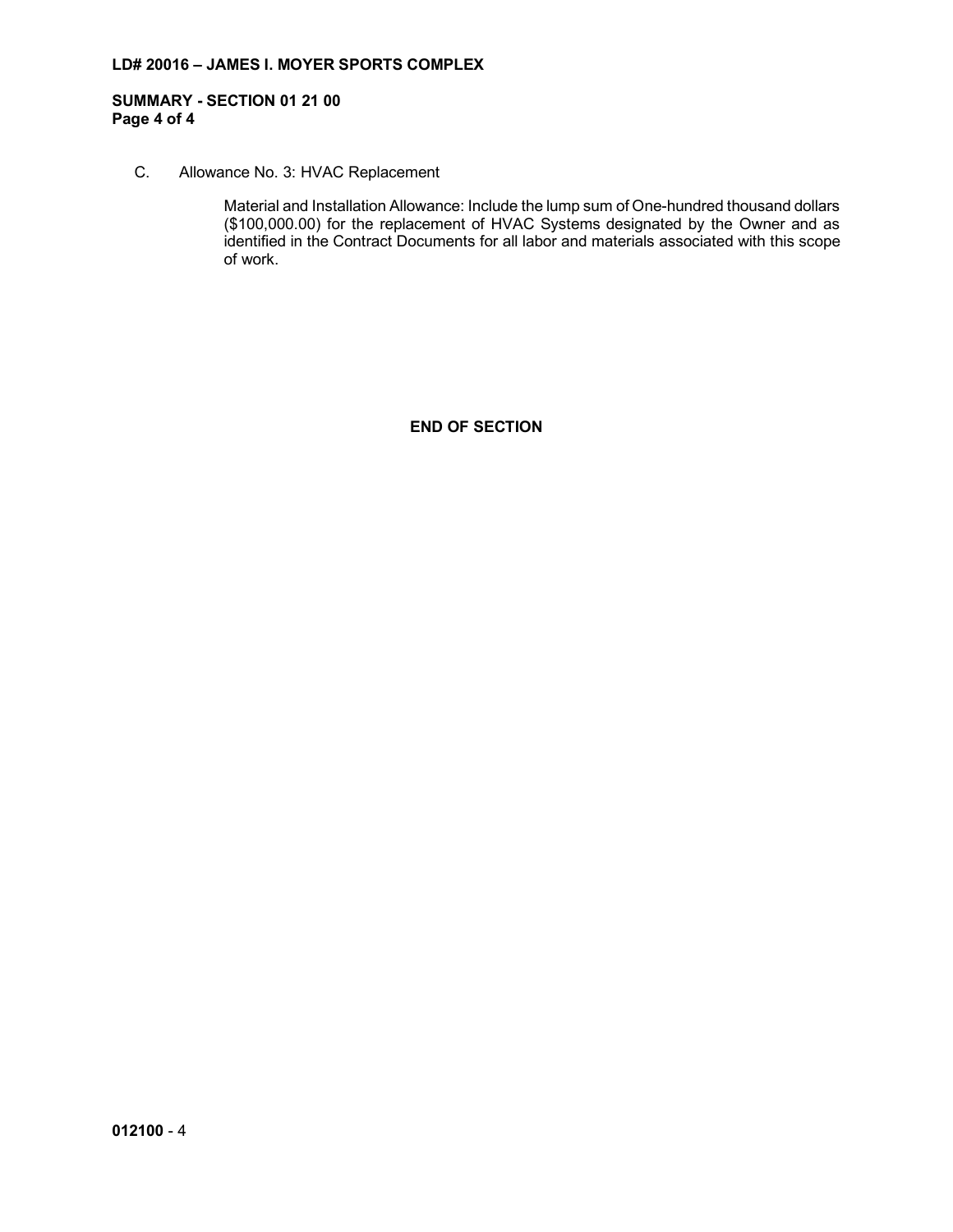C. Allowance No. 3: HVAC Replacement

Material and Installation Allowance: Include the lump sum of One-hundred thousand dollars ($100,000.00) for the replacement of HVAC Systems designated by the Owner and as identified in the Contract Documents for all labor and materials associated with this scope of work.

**END OF SECTION**